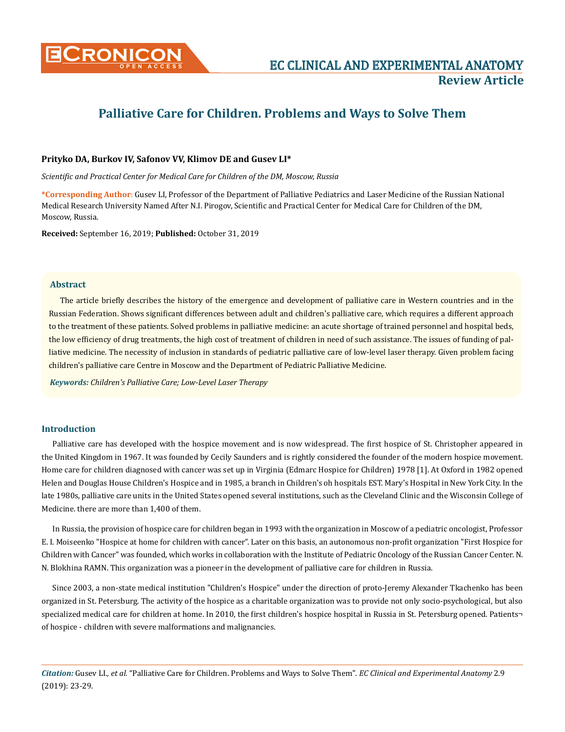# Palliative Care for Children. Problems and Ways to Solve Them

**Prityko DA, Burkov IV, Safonov VV, Klimov DE and Gusev LI***

*Scientific and Practical Center for Medical Care for Children of the DM, Moscow, Russia*

**\*Corresponding Author:** Gusev LI, Professor of the Department of Palliative Pediatrics and Laser Medicine of the Russian National Medical Research University Named After N.I. Pirogov, Scientific and Practical Center for Medical Care for Children of the DM, Moscow, Russia.

**Received:** September 16, 2019; **Published:** October 31, 2019

## Abstract

The article briefly describes the history of the emergence and development of palliative care in Western countries and in the Russian Federation. Shows significant differences between adult and children's palliative care, which requires a different approach to the treatment of these patients. Solved problems in palliative medicine: an acute shortage of trained personnel and hospital beds, the low efficiency of drug treatments, the high cost of treatment of children in need of such assistance. The issues of funding of palliative medicine. The necessity of inclusion in standards of pediatric palliative care of low-level laser therapy. Given problem facing children's palliative care Centre in Moscow and the Department of Pediatric Palliative Medicine.

***Keywords:*** *Children's Palliative Care; Low-Level Laser Therapy*

## Introduction

Palliative care has developed with the hospice movement and is now widespread. The first hospice of St. Christopher appeared in the United Kingdom in 1967. It was founded by Cecily Saunders and is rightly considered the founder of the modern hospice movement. Home care for children diagnosed with cancer was set up in Virginia (Edmarc Hospice for Children) 1978 [1]. At Oxford in 1982 opened Helen and Douglas House Children's Hospice and in 1985, a branch in Children's oh hospitals EST. Mary's Hospital in New York City. In the late 1980s, palliative care units in the United States opened several institutions, such as the Cleveland Clinic and the Wisconsin College of Medicine. there are more than 1,400 of them.

In Russia, the provision of hospice care for children began in 1993 with the organization in Moscow of a pediatric oncologist, Professor E. I. Moiseenko "Hospice at home for children with cancer". Later on this basis, an autonomous non-profit organization "First Hospice for Children with Cancer" was founded, which works in collaboration with the Institute of Pediatric Oncology of the Russian Cancer Center. N. N. Blokhina RAMN. This organization was a pioneer in the development of palliative care for children in Russia.

Since 2003, a non-state medical institution "Children's Hospice" under the direction of proto-Jeremy Alexander Tkachenko has been organized in St. Petersburg. The activity of the hospice as a charitable organization was to provide not only socio-psychological, but also specialized medical care for children at home. In 2010, the first children's hospice hospital in Russia in St. Petersburg opened. Patients¬ of hospice - children with severe malformations and malignancies.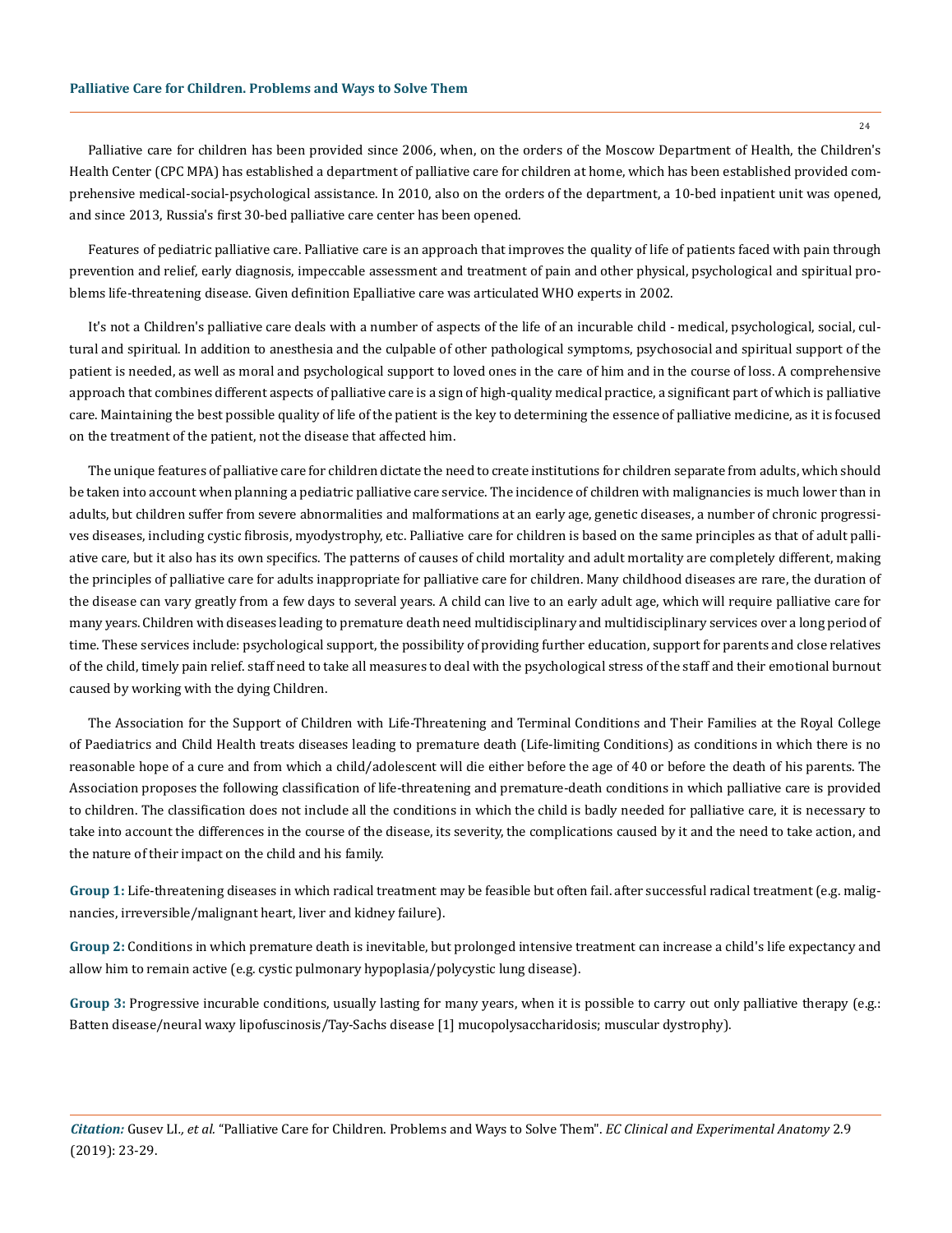Palliative care for children has been provided since 2006, when, on the orders of the Moscow Department of Health, the Children's Health Center (CPC MPA) has established a department of palliative care for children at home, which has been established provided comprehensive medical-social-psychological assistance. In 2010, also on the orders of the department, a 10-bed inpatient unit was opened, and since 2013, Russia's first 30-bed palliative care center has been opened.

Features of pediatric palliative care. Palliative care is an approach that improves the quality of life of patients faced with pain through prevention and relief, early diagnosis, impeccable assessment and treatment of pain and other physical, psychological and spiritual problems life-threatening disease. Given definition Epalliative care was articulated WHO experts in 2002.

It's not a Children's palliative care deals with a number of aspects of the life of an incurable child - medical, psychological, social, cultural and spiritual. In addition to anesthesia and the culpable of other pathological symptoms, psychosocial and spiritual support of the patient is needed, as well as moral and psychological support to loved ones in the care of him and in the course of loss. A comprehensive approach that combines different aspects of palliative care is a sign of high-quality medical practice, a significant part of which is palliative care. Maintaining the best possible quality of life of the patient is the key to determining the essence of palliative medicine, as it is focused on the treatment of the patient, not the disease that affected him.

The unique features of palliative care for children dictate the need to create institutions for children separate from adults, which should be taken into account when planning a pediatric palliative care service. The incidence of children with malignancies is much lower than in adults, but children suffer from severe abnormalities and malformations at an early age, genetic diseases, a number of chronic progressives diseases, including cystic fibrosis, myodystrophy, etc. Palliative care for children is based on the same principles as that of adult palliative care, but it also has its own specifics. The patterns of causes of child mortality and adult mortality are completely different, making the principles of palliative care for adults inappropriate for palliative care for children. Many childhood diseases are rare, the duration of the disease can vary greatly from a few days to several years. A child can live to an early adult age, which will require palliative care for many years. Children with diseases leading to premature death need multidisciplinary and multidisciplinary services over a long period of time. These services include: psychological support, the possibility of providing further education, support for parents and close relatives of the child, timely pain relief. staff need to take all measures to deal with the psychological stress of the staff and their emotional burnout caused by working with the dying Children.

The Association for the Support of Children with Life-Threatening and Terminal Conditions and Their Families at the Royal College of Paediatrics and Child Health treats diseases leading to premature death (Life-limiting Conditions) as conditions in which there is no reasonable hope of a cure and from which a child/adolescent will die either before the age of 40 or before the death of his parents. The Association proposes the following classification of life-threatening and premature-death conditions in which palliative care is provided to children. The classification does not include all the conditions in which the child is badly needed for palliative care, it is necessary to take into account the differences in the course of the disease, its severity, the complications caused by it and the need to take action, and the nature of their impact on the child and his family.

**Group 1:** Life-threatening diseases in which radical treatment may be feasible but often fail. after successful radical treatment (e.g. malignancies, irreversible/malignant heart, liver and kidney failure).

**Group 2:** Conditions in which premature death is inevitable, but prolonged intensive treatment can increase a child's life expectancy and allow him to remain active (e.g. cystic pulmonary hypoplasia/polycystic lung disease).

**Group 3:** Progressive incurable conditions, usually lasting for many years, when it is possible to carry out only palliative therapy (e.g.: Batten disease/neural waxy lipofuscinosis/Tay-Sachs disease [1] mucopolysaccharidosis; muscular dystrophy).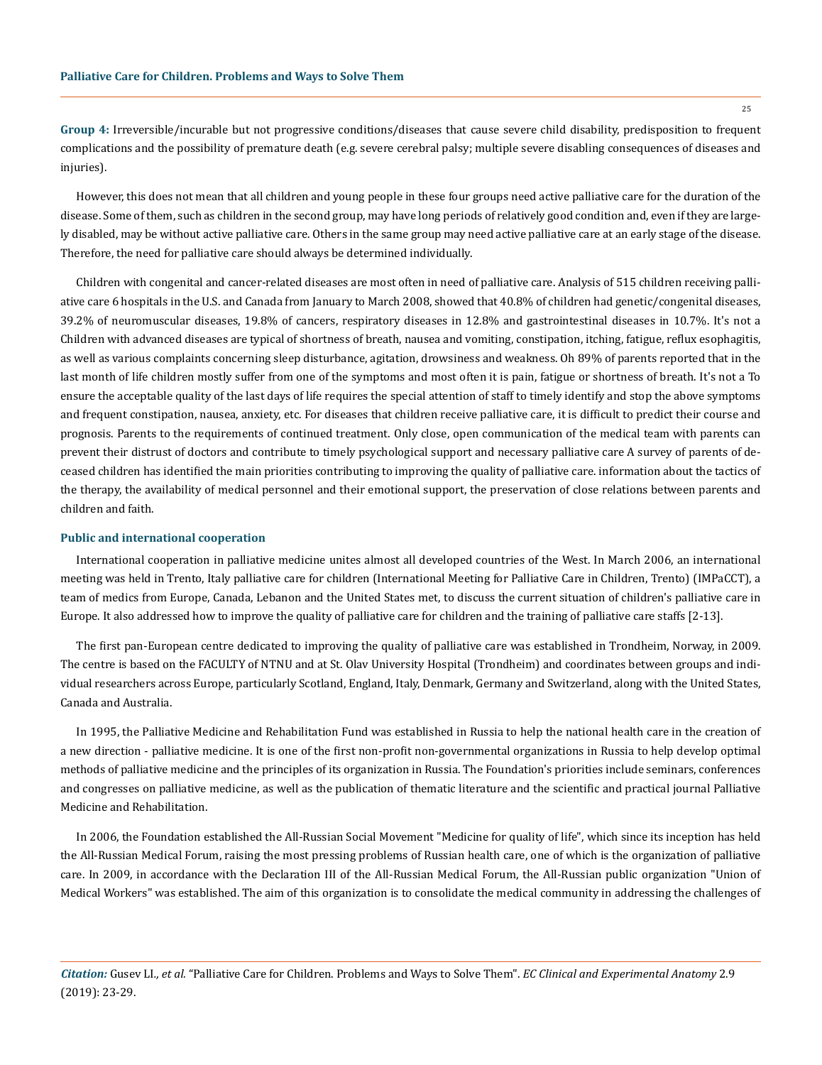**Group 4:** Irreversible/incurable but not progressive conditions/diseases that cause severe child disability, predisposition to frequent complications and the possibility of premature death (e.g. severe cerebral palsy; multiple severe disabling consequences of diseases and injuries).

However, this does not mean that all children and young people in these four groups need active palliative care for the duration of the disease. Some of them, such as children in the second group, may have long periods of relatively good condition and, even if they are largely disabled, may be without active palliative care. Others in the same group may need active palliative care at an early stage of the disease. Therefore, the need for palliative care should always be determined individually.

Children with congenital and cancer-related diseases are most often in need of palliative care. Analysis of 515 children receiving palliative care 6 hospitals in the U.S. and Canada from January to March 2008, showed that 40.8% of children had genetic/congenital diseases, 39.2% of neuromuscular diseases, 19.8% of cancers, respiratory diseases in 12.8% and gastrointestinal diseases in 10.7%. It's not a Children with advanced diseases are typical of shortness of breath, nausea and vomiting, constipation, itching, fatigue, reflux esophagitis, as well as various complaints concerning sleep disturbance, agitation, drowsiness and weakness. Oh 89% of parents reported that in the last month of life children mostly suffer from one of the symptoms and most often it is pain, fatigue or shortness of breath. It's not a To ensure the acceptable quality of the last days of life requires the special attention of staff to timely identify and stop the above symptoms and frequent constipation, nausea, anxiety, etc. For diseases that children receive palliative care, it is difficult to predict their course and prognosis. Parents to the requirements of continued treatment. Only close, open communication of the medical team with parents can prevent their distrust of doctors and contribute to timely psychological support and necessary palliative care A survey of parents of deceased children has identified the main priorities contributing to improving the quality of palliative care. information about the tactics of the therapy, the availability of medical personnel and their emotional support, the preservation of close relations between parents and children and faith.

### Public and international cooperation

International cooperation in palliative medicine unites almost all developed countries of the West. In March 2006, an international meeting was held in Trento, Italy palliative care for children (International Meeting for Palliative Care in Children, Trento) (IMPaCCT), a team of medics from Europe, Canada, Lebanon and the United States met, to discuss the current situation of children's palliative care in Europe. It also addressed how to improve the quality of palliative care for children and the training of palliative care staffs [2-13].

The first pan-European centre dedicated to improving the quality of palliative care was established in Trondheim, Norway, in 2009. The centre is based on the FACULTY of NTNU and at St. Olav University Hospital (Trondheim) and coordinates between groups and individual researchers across Europe, particularly Scotland, England, Italy, Denmark, Germany and Switzerland, along with the United States, Canada and Australia.

In 1995, the Palliative Medicine and Rehabilitation Fund was established in Russia to help the national health care in the creation of a new direction - palliative medicine. It is one of the first non-profit non-governmental organizations in Russia to help develop optimal methods of palliative medicine and the principles of its organization in Russia. The Foundation's priorities include seminars, conferences and congresses on palliative medicine, as well as the publication of thematic literature and the scientific and practical journal Palliative Medicine and Rehabilitation.

In 2006, the Foundation established the All-Russian Social Movement "Medicine for quality of life", which since its inception has held the All-Russian Medical Forum, raising the most pressing problems of Russian health care, one of which is the organization of palliative care. In 2009, in accordance with the Declaration III of the All-Russian Medical Forum, the All-Russian public organization "Union of Medical Workers" was established. The aim of this organization is to consolidate the medical community in addressing the challenges of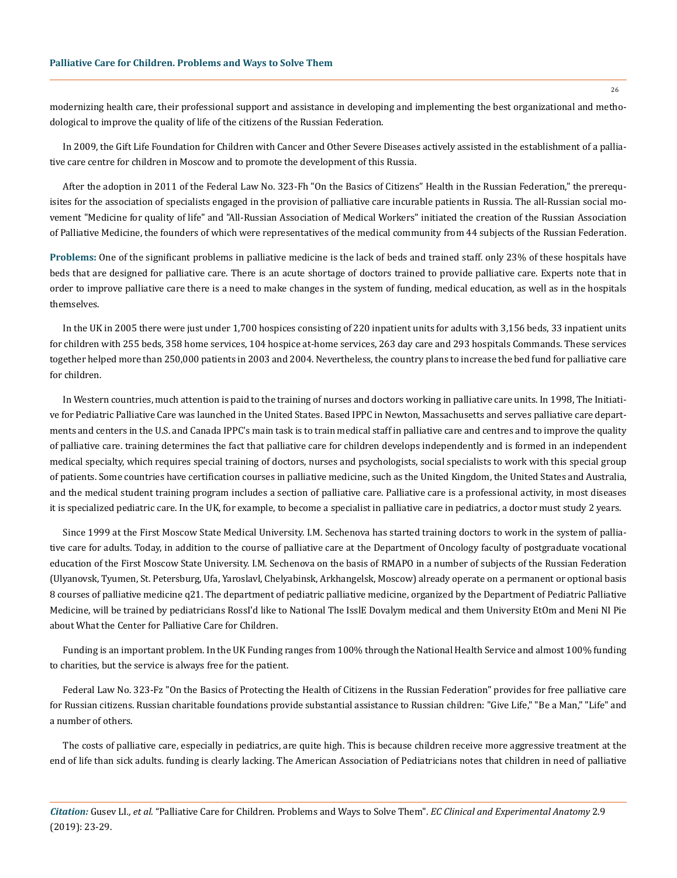modernizing health care, their professional support and assistance in developing and implementing the best organizational and methodological to improve the quality of life of the citizens of the Russian Federation.

In 2009, the Gift Life Foundation for Children with Cancer and Other Severe Diseases actively assisted in the establishment of a palliative care centre for children in Moscow and to promote the development of this Russia.

After the adoption in 2011 of the Federal Law No. 323-Fh "On the Basics of Citizens" Health in the Russian Federation," the prerequisites for the association of specialists engaged in the provision of palliative care incurable patients in Russia. The all-Russian social movement "Medicine for quality of life" and "All-Russian Association of Medical Workers" initiated the creation of the Russian Association of Palliative Medicine, the founders of which were representatives of the medical community from 44 subjects of the Russian Federation.

**Problems:** One of the significant problems in palliative medicine is the lack of beds and trained staff. only 23% of these hospitals have beds that are designed for palliative care. There is an acute shortage of doctors trained to provide palliative care. Experts note that in order to improve palliative care there is a need to make changes in the system of funding, medical education, as well as in the hospitals themselves.

In the UK in 2005 there were just under 1,700 hospices consisting of 220 inpatient units for adults with 3,156 beds, 33 inpatient units for children with 255 beds, 358 home services, 104 hospice at-home services, 263 day care and 293 hospitals Commands. These services together helped more than 250,000 patients in 2003 and 2004. Nevertheless, the country plans to increase the bed fund for palliative care for children.

In Western countries, much attention is paid to the training of nurses and doctors working in palliative care units. In 1998, The Initiative for Pediatric Palliative Care was launched in the United States. Based IPPC in Newton, Massachusetts and serves palliative care departments and centers in the U.S. and Canada IPPC's main task is to train medical staff in palliative care and centres and to improve the quality of palliative care. training determines the fact that palliative care for children develops independently and is formed in an independent medical specialty, which requires special training of doctors, nurses and psychologists, social specialists to work with this special group of patients. Some countries have certification courses in palliative medicine, such as the United Kingdom, the United States and Australia, and the medical student training program includes a section of palliative care. Palliative care is a professional activity, in most diseases it is specialized pediatric care. In the UK, for example, to become a specialist in palliative care in pediatrics, a doctor must study 2 years.

Since 1999 at the First Moscow State Medical University. I.M. Sechenova has started training doctors to work in the system of palliative care for adults. Today, in addition to the course of palliative care at the Department of Oncology faculty of postgraduate vocational education of the First Moscow State University. I.M. Sechenova on the basis of RMAPO in a number of subjects of the Russian Federation (Ulyanovsk, Tyumen, St. Petersburg, Ufa, Yaroslavl, Chelyabinsk, Arkhangelsk, Moscow) already operate on a permanent or optional basis 8 courses of palliative medicine q21. The department of pediatric palliative medicine, organized by the Department of Pediatric Palliative Medicine, will be trained by pediatricians RossI'd like to National The IsslE Dovalym medical and them University EtOm and Meni NI Pie about What the Center for Palliative Care for Children.

Funding is an important problem. In the UK Funding ranges from 100% through the National Health Service and almost 100% funding to charities, but the service is always free for the patient.

Federal Law No. 323-Fz "On the Basics of Protecting the Health of Citizens in the Russian Federation" provides for free palliative care for Russian citizens. Russian charitable foundations provide substantial assistance to Russian children: "Give Life," "Be a Man," "Life" and a number of others.

The costs of palliative care, especially in pediatrics, are quite high. This is because children receive more aggressive treatment at the end of life than sick adults. funding is clearly lacking. The American Association of Pediatricians notes that children in need of palliative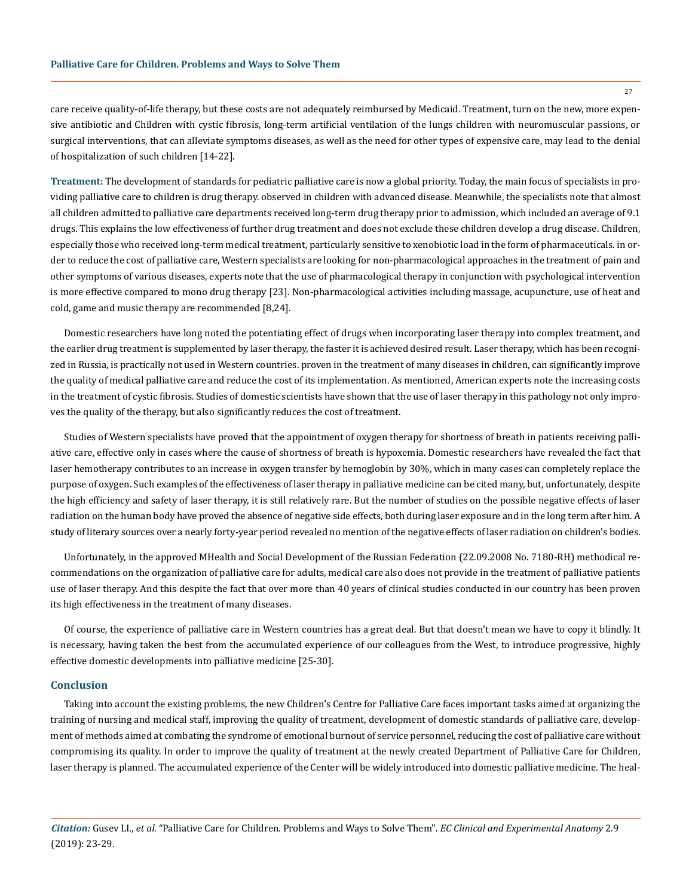care receive quality-of-life therapy, but these costs are not adequately reimbursed by Medicaid. Treatment, turn on the new, more expensive antibiotic and Children with cystic fibrosis, long-term artificial ventilation of the lungs children with neuromuscular passions, or surgical interventions, that can alleviate symptoms diseases, as well as the need for other types of expensive care, may lead to the denial of hospitalization of such children [14-22].

**Treatment:** The development of standards for pediatric palliative care is now a global priority. Today, the main focus of specialists in providing palliative care to children is drug therapy. observed in children with advanced disease. Meanwhile, the specialists note that almost all children admitted to palliative care departments received long-term drug therapy prior to admission, which included an average of 9.1 drugs. This explains the low effectiveness of further drug treatment and does not exclude these children develop a drug disease. Children, especially those who received long-term medical treatment, particularly sensitive to xenobiotic load in the form of pharmaceuticals. in order to reduce the cost of palliative care, Western specialists are looking for non-pharmacological approaches in the treatment of pain and other symptoms of various diseases, experts note that the use of pharmacological therapy in conjunction with psychological intervention is more effective compared to mono drug therapy [23]. Non-pharmacological activities including massage, acupuncture, use of heat and cold, game and music therapy are recommended [8,24].

Domestic researchers have long noted the potentiating effect of drugs when incorporating laser therapy into complex treatment, and the earlier drug treatment is supplemented by laser therapy, the faster it is achieved desired result. Laser therapy, which has been recognized in Russia, is practically not used in Western countries. proven in the treatment of many diseases in children, can significantly improve the quality of medical palliative care and reduce the cost of its implementation. As mentioned, American experts note the increasing costs in the treatment of cystic fibrosis. Studies of domestic scientists have shown that the use of laser therapy in this pathology not only improves the quality of the therapy, but also significantly reduces the cost of treatment.

Studies of Western specialists have proved that the appointment of oxygen therapy for shortness of breath in patients receiving palliative care, effective only in cases where the cause of shortness of breath is hypoxemia. Domestic researchers have revealed the fact that laser hemotherapy contributes to an increase in oxygen transfer by hemoglobin by 30%, which in many cases can completely replace the purpose of oxygen. Such examples of the effectiveness of laser therapy in palliative medicine can be cited many, but, unfortunately, despite the high efficiency and safety of laser therapy, it is still relatively rare. But the number of studies on the possible negative effects of laser radiation on the human body have proved the absence of negative side effects, both during laser exposure and in the long term after him. A study of literary sources over a nearly forty-year period revealed no mention of the negative effects of laser radiation on children's bodies.

Unfortunately, in the approved MHealth and Social Development of the Russian Federation (22.09.2008 No. 7180-RH) methodical recommendations on the organization of palliative care for adults, medical care also does not provide in the treatment of palliative patients use of laser therapy. And this despite the fact that over more than 40 years of clinical studies conducted in our country has been proven its high effectiveness in the treatment of many diseases.

Of course, the experience of palliative care in Western countries has a great deal. But that doesn't mean we have to copy it blindly. It is necessary, having taken the best from the accumulated experience of our colleagues from the West, to introduce progressive, highly effective domestic developments into palliative medicine [25-30].

## Conclusion

Taking into account the existing problems, the new Children's Centre for Palliative Care faces important tasks aimed at organizing the training of nursing and medical staff, improving the quality of treatment, development of domestic standards of palliative care, development of methods aimed at combating the syndrome of emotional burnout of service personnel, reducing the cost of palliative care without compromising its quality. In order to improve the quality of treatment at the newly created Department of Palliative Care for Children, laser therapy is planned. The accumulated experience of the Center will be widely introduced into domestic palliative medicine. The heal-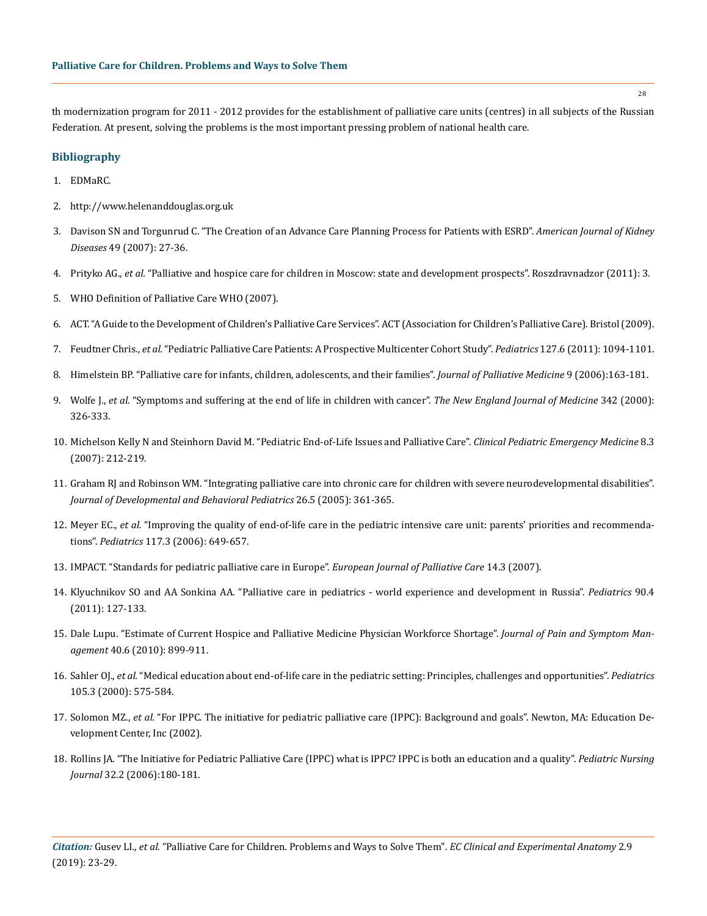th modernization program for 2011 - 2012 provides for the establishment of palliative care units (centres) in all subjects of the Russian Federation. At present, solving the problems is the most important pressing problem of national health care.

## Bibliography

1. EDMaRC.
2. http://www.helenanddouglas.org.uk
3. Davison SN and Torgunrud C. "The Creation of an Advance Care Planning Process for Patients with ESRD". *American Journal of Kidney Diseases* 49 (2007): 27-36.
4. Prityko AG., *et al.* "Palliative and hospice care for children in Moscow: state and development prospects". Roszdravnadzor (2011): 3.
5. WHO Definition of Palliative Care WHO (2007).
6. ACT. "A Guide to the Development of Children's Palliative Care Services". ACT (Association for Children's Palliative Care). Bristol (2009).
7. Feudtner Chris., *et al.* "Pediatric Palliative Care Patients: A Prospective Multicenter Cohort Study". *Pediatrics* 127.6 (2011): 1094-1101.
8. Himelstein BP. "Palliative care for infants, children, adolescents, and their families". *Journal of Palliative Medicine* 9 (2006):163-181.
9. Wolfe J., *et al.* "Symptoms and suffering at the end of life in children with cancer". *The New England Journal of Medicine* 342 (2000): 326-333.
10. Michelson Kelly N and Steinhorn David M. "Pediatric End-of-Life Issues and Palliative Care". *Clinical Pediatric Emergency Medicine* 8.3 (2007): 212-219.
11. Graham RJ and Robinson WM. "Integrating palliative care into chronic care for children with severe neurodevelopmental disabilities". *Journal of Developmental and Behavioral Pediatrics* 26.5 (2005): 361-365.
12. Meyer EC., *et al.* "Improving the quality of end-of-life care in the pediatric intensive care unit: parents' priorities and recommendations". *Pediatrics* 117.3 (2006): 649-657.
13. IMPACT. "Standards for pediatric palliative care in Europe". *European Journal of Palliative Care* 14.3 (2007).
14. Klyuchnikov SO and AA Sonkina AA. "Palliative care in pediatrics - world experience and development in Russia". *Pediatrics* 90.4 (2011): 127-133.
15. Dale Lupu. "Estimate of Current Hospice and Palliative Medicine Physician Workforce Shortage". *Journal of Pain and Symptom Management* 40.6 (2010): 899-911.
16. Sahler OJ., *et al.* "Medical education about end-of-life care in the pediatric setting: Principles, challenges and opportunities". *Pediatrics* 105.3 (2000): 575-584.
17. Solomon MZ., *et al.* "For IPPC. The initiative for pediatric palliative care (IPPC): Background and goals". Newton, MA: Education Development Center, Inc (2002).
18. Rollins JA. "The Initiative for Pediatric Palliative Care (IPPC) what is IPPC? IPPC is both an education and a quality". *Pediatric Nursing Journal* 32.2 (2006):180-181.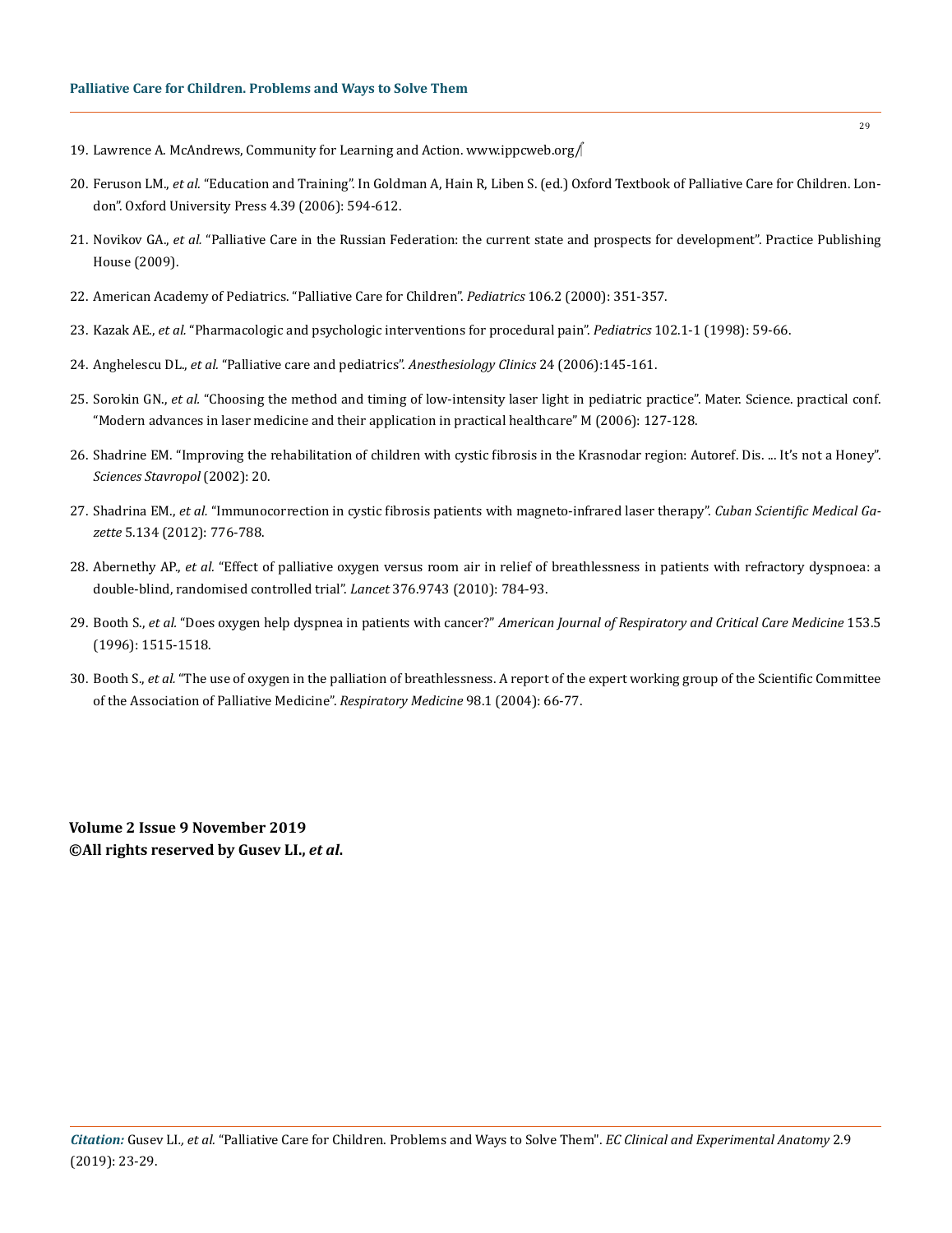19. Lawrence A. McAndrews, Community for Learning and Action. www.ippcweb.org/
20. Feruson LM., *et al.* "Education and Training". In Goldman A, Hain R, Liben S. (ed.) Oxford Textbook of Palliative Care for Children. London". Oxford University Press 4.39 (2006): 594-612.
21. Novikov GA., *et al.* "Palliative Care in the Russian Federation: the current state and prospects for development". Practice Publishing House (2009).
22. American Academy of Pediatrics. "Palliative Care for Children". *Pediatrics* 106.2 (2000): 351-357.
23. Kazak AE., *et al.* "Pharmacologic and psychologic interventions for procedural pain". *Pediatrics* 102.1-1 (1998): 59-66.
24. Anghelescu DL., *et al.* "Palliative care and pediatrics". *Anesthesiology Clinics* 24 (2006):145-161.
25. Sorokin GN., *et al.* "Choosing the method and timing of low-intensity laser light in pediatric practice". Mater. Science. practical conf. "Modern advances in laser medicine and their application in practical healthcare" M (2006): 127-128.
26. Shadrine EM. "Improving the rehabilitation of children with cystic fibrosis in the Krasnodar region: Autoref. Dis. ... It's not a Honey". *Sciences Stavropol* (2002): 20.
27. Shadrina EM., *et al.* "Immunocorrection in cystic fibrosis patients with magneto-infrared laser therapy". *Cuban Scientific Medical Gazette* 5.134 (2012): 776-788.
28. Abernethy AP., *et al*. "Effect of palliative oxygen versus room air in relief of breathlessness in patients with refractory dyspnoea: a double-blind, randomised controlled trial". *Lancet* 376.9743 (2010): 784-93.
29. Booth S., *et al.* "Does oxygen help dyspnea in patients with cancer?" *American Journal of Respiratory and Critical Care Medicine* 153.5 (1996): 1515-1518.
30. Booth S., *et al.* "The use of oxygen in the palliation of breathlessness. A report of the expert working group of the Scientific Committee of the Association of Palliative Medicine". *Respiratory Medicine* 98.1 (2004): 66-77.

**Volume 2 Issue 9 November 2019**
**©All rights reserved by Gusev LI., *et al*.**